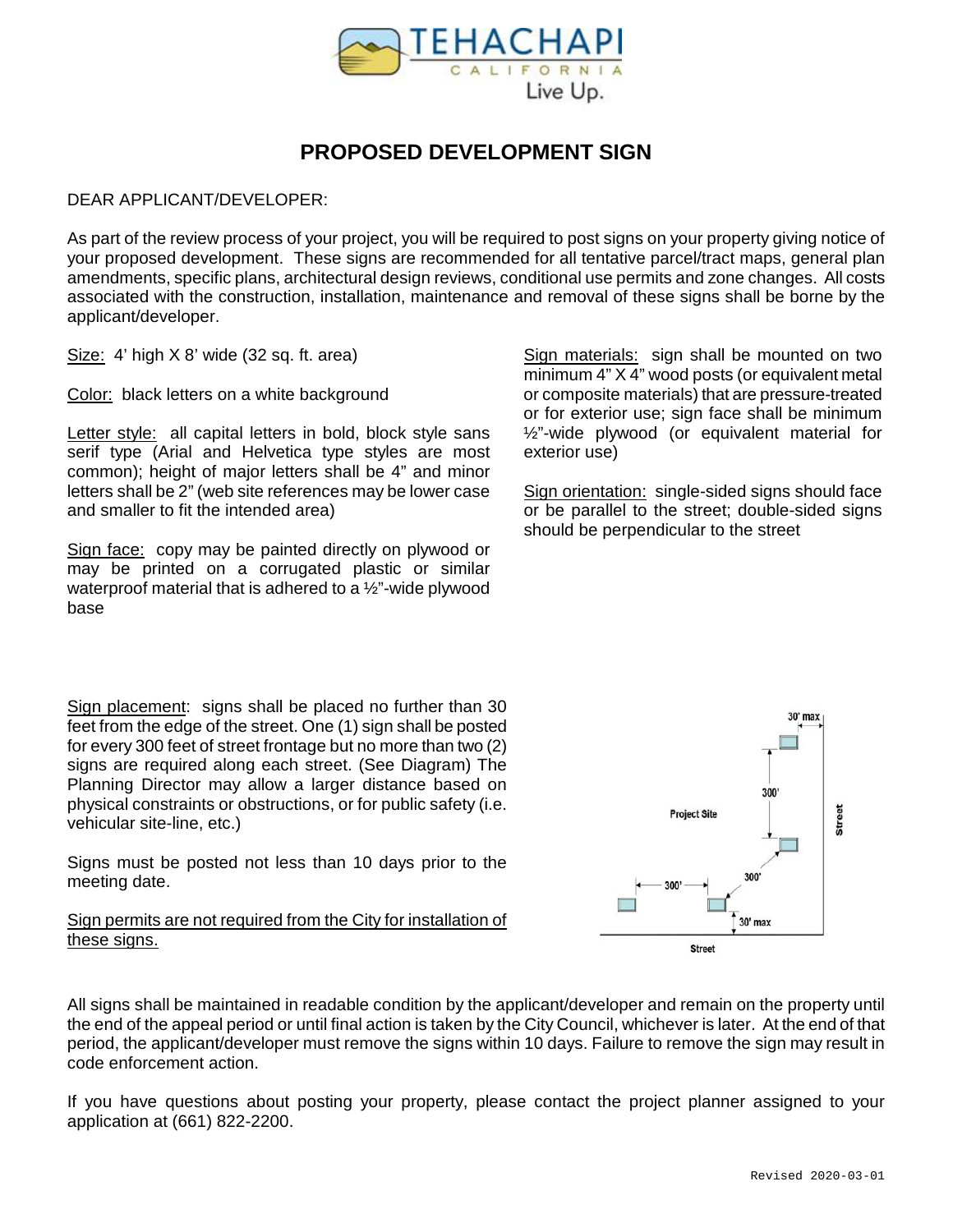# PROPOSED DEVELOPMENT SIGN

DEAR APPLICANT/DEVELOPER:

As part of the review process of your project, you will be required to post signs on your property giving notice of your proposed development. These signs are recommended for all tentative parcel/tract maps, general plan amendments, specific plans, architectural design reviews, conditional use permits and zone changes. All costs associated with the construction, installation, maintenance and removal of these signs shall be borne by the applicant/developer.

Size: 4' high X 8' wide (32 sq. ft. area)

Color: black letters on a white background

Letter style: all capital letters in bold, block style sans serif type (Arial and Helvetica type styles are most common); height of major letters shall be 4" and minor letters shall be 2" (web site references may be lower case and smaller to fit the intended area)

Sign face: copy may be painted directly on plywood or may be printed on a corrugated plastic or similar waterproof material that is adhered to a ½"-wide plywood base

Sign materials: sign shall be mounted on two minimum 4" X 4" wood posts (or equivalent metal or composite materials) that are pressure-treated or for exterior use; sign face shall be minimum ½"-wide plywood (or equivalent material for exterior use)

Sign orientation: single-sided signs should face or be parallel to the street; double-sided signs should be perpendicular to the street

Sign placement: signs shall be placed no further than 30 feet from the edge of the street. One (1) sign shall be posted for every 300 feet of street frontage but no more than two (2) signs are required along each street. (See Diagram) The Planning Director may allow a larger distance based on physical constraints or obstructions, or for public safety (i.e. vehicular site-line, etc.)

Signs must be posted not less than 10 days prior to the meeting date.

Sign permits are not required from the City for installation of these signs.

All signs shall be maintained in readable condition by the applicant/developer and remain on the property until the end of the appeal period or until final action is taken by the City Council, whichever is later. At the end of that period, the applicant/developer must remove the signs within 10 days. Failure to remove the sign may result in code enforcement action.

If you have questions about posting your property, please contact the project planner assigned to your application at (661) 822-2200.

Revised 2020-03-01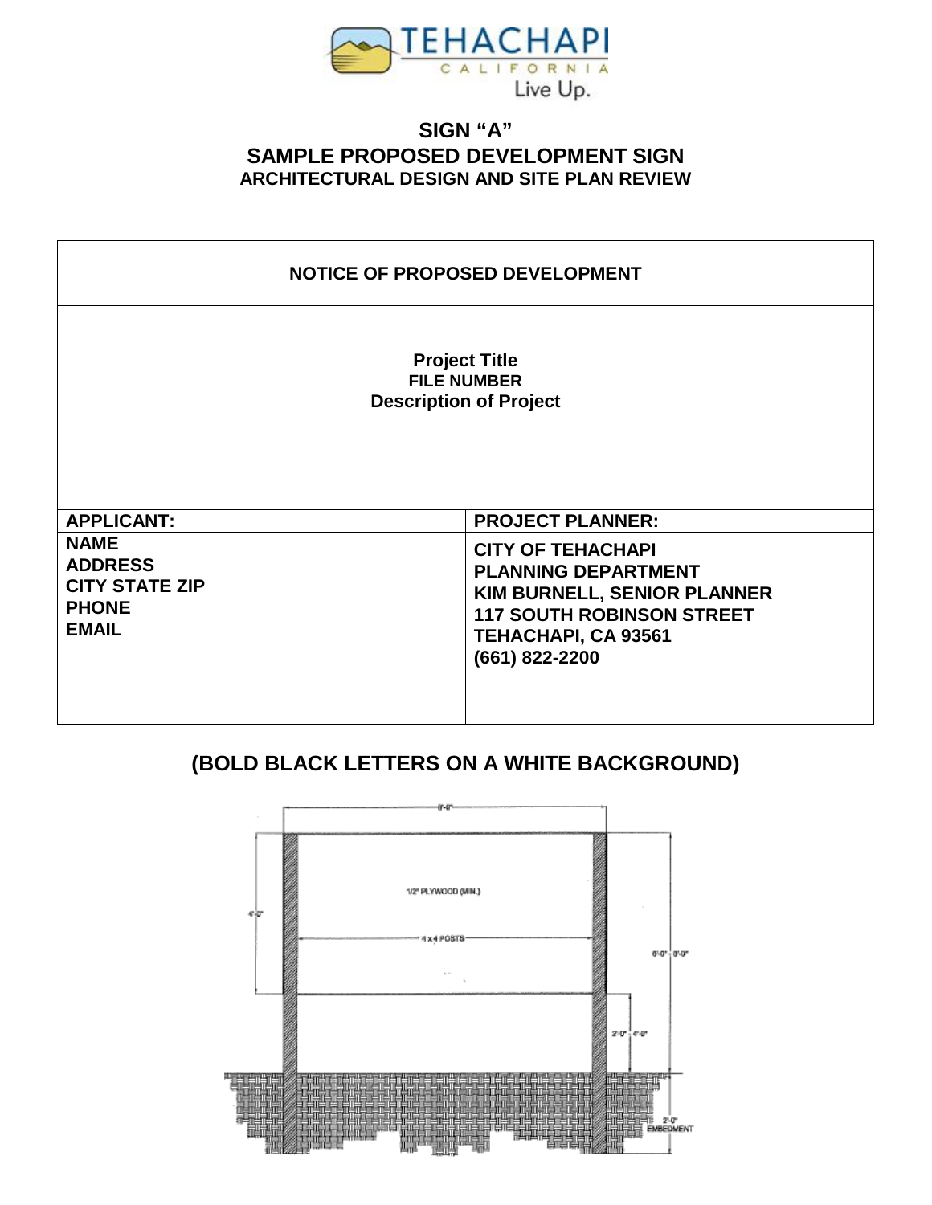# SIGN "A"

## SAMPLE PROPOSED DEVELOPMENT SIGN

### ARCHITECTURAL DESIGN AND SITE PLAN REVIEW

| NOTICE OF PROPOSED DEVELOPMENT | |
|---|---|
| **Project Title**<br>**FILE NUMBER**<br>**Description of Project** | |
| **APPLICANT:** | **PROJECT PLANNER:** |
| **NAME**<br>**ADDRESS**<br>**CITY STATE ZIP**<br>**PHONE**<br>**EMAIL** | **CITY OF TEHACHAPI**<br>**PLANNING DEPARTMENT**<br>**KIM BURNELL, SENIOR PLANNER**<br>**117 SOUTH ROBINSON STREET**<br>**TEHACHAPI, CA 93561**<br>**(661) 822-2200** |

## (BOLD BLACK LETTERS ON A WHITE BACKGROUND)

8'-0"

4'-0"

1/2" PLYWOOD (MIN.)

4 x 4 POSTS

6'-0" - 8'-0"

2'-0" - 4'-0"

2'-0" EMBEDMENT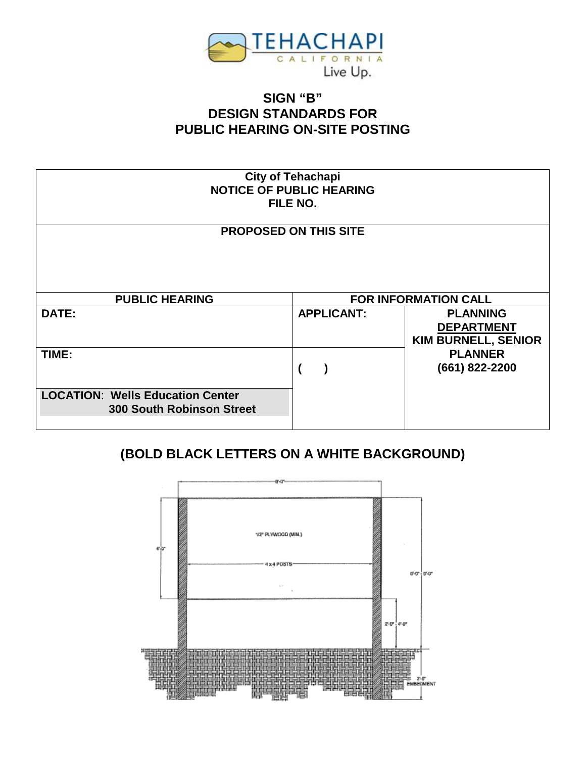# SIGN "B"
# DESIGN STANDARDS FOR
# PUBLIC HEARING ON-SITE POSTING

| City of Tehachapi<br>NOTICE OF PUBLIC HEARING<br>FILE NO. | | |
|---|---|---|
| **PROPOSED ON THIS SITE** | | |
| **PUBLIC HEARING** | **FOR INFORMATION CALL** | |
| **DATE:** | **APPLICANT:** | **PLANNING DEPARTMENT**<br>**KIM BURNELL, SENIOR PLANNER**<br>**(661) 822-2200** |
| **TIME:** | **( )** | |
| **LOCATION: Wells Education Center 300 South Robinson Street** | | |

**(BOLD BLACK LETTERS ON A WHITE BACKGROUND)**

8'-0"

1/2" PLYWOOD (MIN.)

4'-0"

4 x 4 POSTS

6'-0" - 8'-0"

2'-0" - 4'-0"

2'-0" EMBEDMENT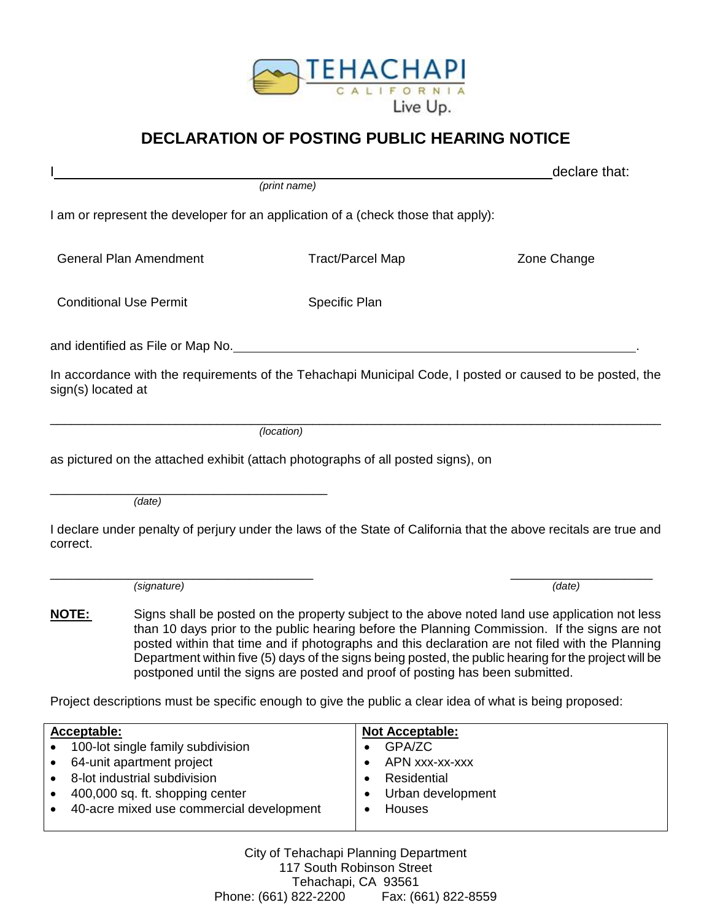TEHACHAPI
CALIFORNIA
Live Up.

# DECLARATION OF POSTING PUBLIC HEARING NOTICE

I \_\_\_\_\_\_\_\_\_\_\_\_\_\_\_\_\_\_\_\_\_\_\_\_\_\_\_\_\_\_\_\_\_\_\_\_\_\_\_\_\_\_\_\_\_\_\_\_\_\_ declare that:
*(print name)*

I am or represent the developer for an application of a (check those that apply):

General Plan Amendment    Tract/Parcel Map    Zone Change

Conditional Use Permit    Specific Plan

and identified as File or Map No.\_\_\_\_\_\_\_\_\_\_\_\_\_\_\_\_\_\_\_\_\_\_\_\_\_\_\_\_\_\_\_\_\_\_\_\_\_\_\_\_\_\_\_\_.

In accordance with the requirements of the Tehachapi Municipal Code, I posted or caused to be posted, the sign(s) located at

\_\_\_\_\_\_\_\_\_\_\_\_\_\_\_\_\_\_\_\_\_\_\_\_\_\_\_\_\_\_\_\_\_\_\_\_\_\_\_\_\_\_\_\_\_\_\_\_\_\_\_\_\_\_\_\_\_\_\_\_\_\_\_\_\_\_\_\_
*(location)*

as pictured on the attached exhibit (attach photographs of all posted signs), on

\_\_\_\_\_\_\_\_\_\_\_\_\_\_\_\_\_\_\_\_\_\_\_\_\_\_\_\_\_\_\_\_
*(date)*

I declare under penalty of perjury under the laws of the State of California that the above recitals are true and correct.

\_\_\_\_\_\_\_\_\_\_\_\_\_\_\_\_\_\_\_\_\_\_\_\_\_\_\_\_\_\_\_\_ \_\_\_\_\_\_\_\_\_\_\_\_\_\_\_\_\_\_
*(signature)* *(date)*

**NOTE:** Signs shall be posted on the property subject to the above noted land use application not less than 10 days prior to the public hearing before the Planning Commission. If the signs are not posted within that time and if photographs and this declaration are not filed with the Planning Department within five (5) days of the signs being posted, the public hearing for the project will be postponed until the signs are posted and proof of posting has been submitted.

Project descriptions must be specific enough to give the public a clear idea of what is being proposed:

| Acceptable: | Not Acceptable: |
| --- | --- |
| • 100-lot single family subdivision | • GPA/ZC |
| • 64-unit apartment project | • APN xxx-xx-xxx |
| • 8-lot industrial subdivision | • Residential |
| • 400,000 sq. ft. shopping center | • Urban development |
| • 40-acre mixed use commercial development | • Houses |

City of Tehachapi Planning Department
117 South Robinson Street
Tehachapi, CA 93561
Phone: (661) 822-2200 Fax: (661) 822-8559